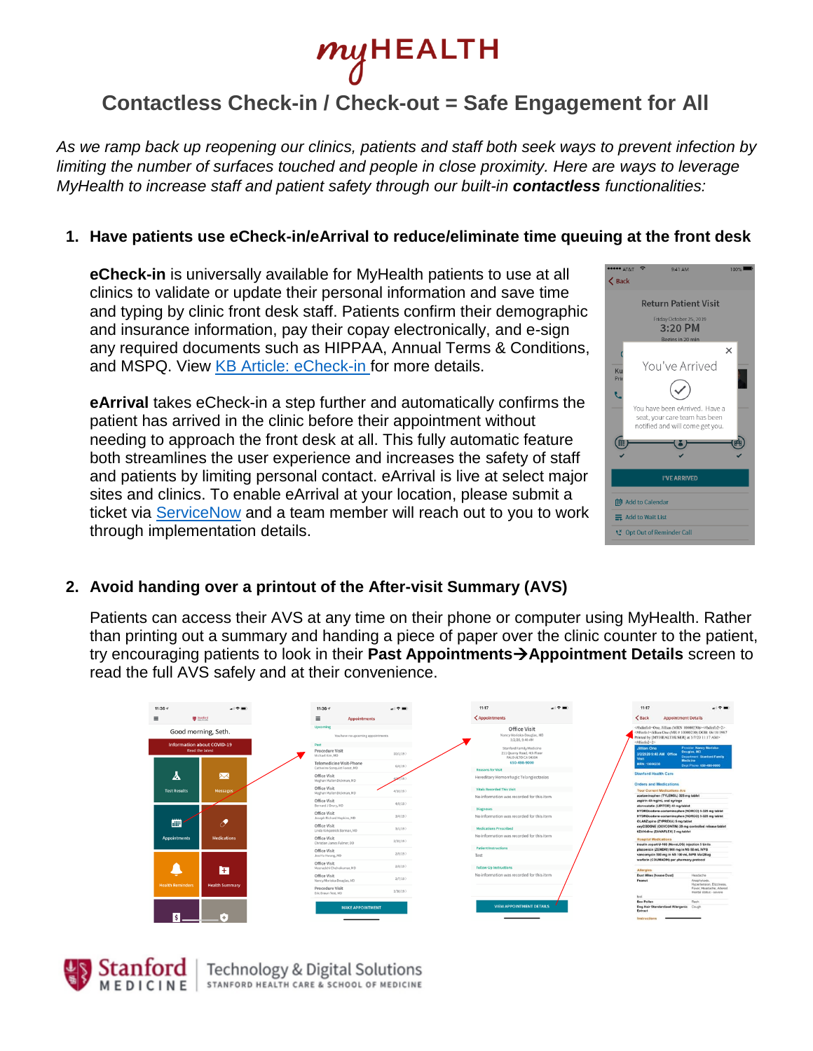# myHEALTH

## Contactless Check-in / Check-out = Safe Engagement for All

*As we ramp back up reopening our clinics, patients and staff both seek ways to prevent infection by limiting the number of surfaces touched and people in close proximity. Here are ways to leverage MyHealth to increase staff and patient safety through our built-in **contactless** functionalities:*

1. **Have patients use eCheck-in/eArrival to reduce/eliminate time queuing at the front desk**

   **eCheck-in** is universally available for MyHealth patients to use at all clinics to validate or update their personal information and save time and typing by clinic front desk staff. Patients confirm their demographic and insurance information, pay their copay electronically, and e-sign any required documents such as HIPPAA, Annual Terms & Conditions, and MSPQ. View [KB Article: eCheck-in](#) for more details.

   **eArrival** takes eCheck-in a step further and automatically confirms the patient has arrived in the clinic before their appointment without needing to approach the front desk at all. This fully automatic feature both streamlines the user experience and increases the safety of staff and patients by limiting personal contact. eArrival is live at select major sites and clinics. To enable eArrival at your location, please submit a ticket via [ServiceNow](#) and a team member will reach out to you to work through implementation details.

2. **Avoid handing over a printout of the After-visit Summary (AVS)**

   Patients can access their AVS at any time on their phone or computer using MyHealth. Rather than printing out a summary and handing a piece of paper over the clinic counter to the patient, try encouraging patients to look in their **Past Appointments→Appointment Details** screen to read the full AVS safely and at their convenience.

Stanford MEDICINE | Technology & Digital Solutions — STANFORD HEALTH CARE & SCHOOL OF MEDICINE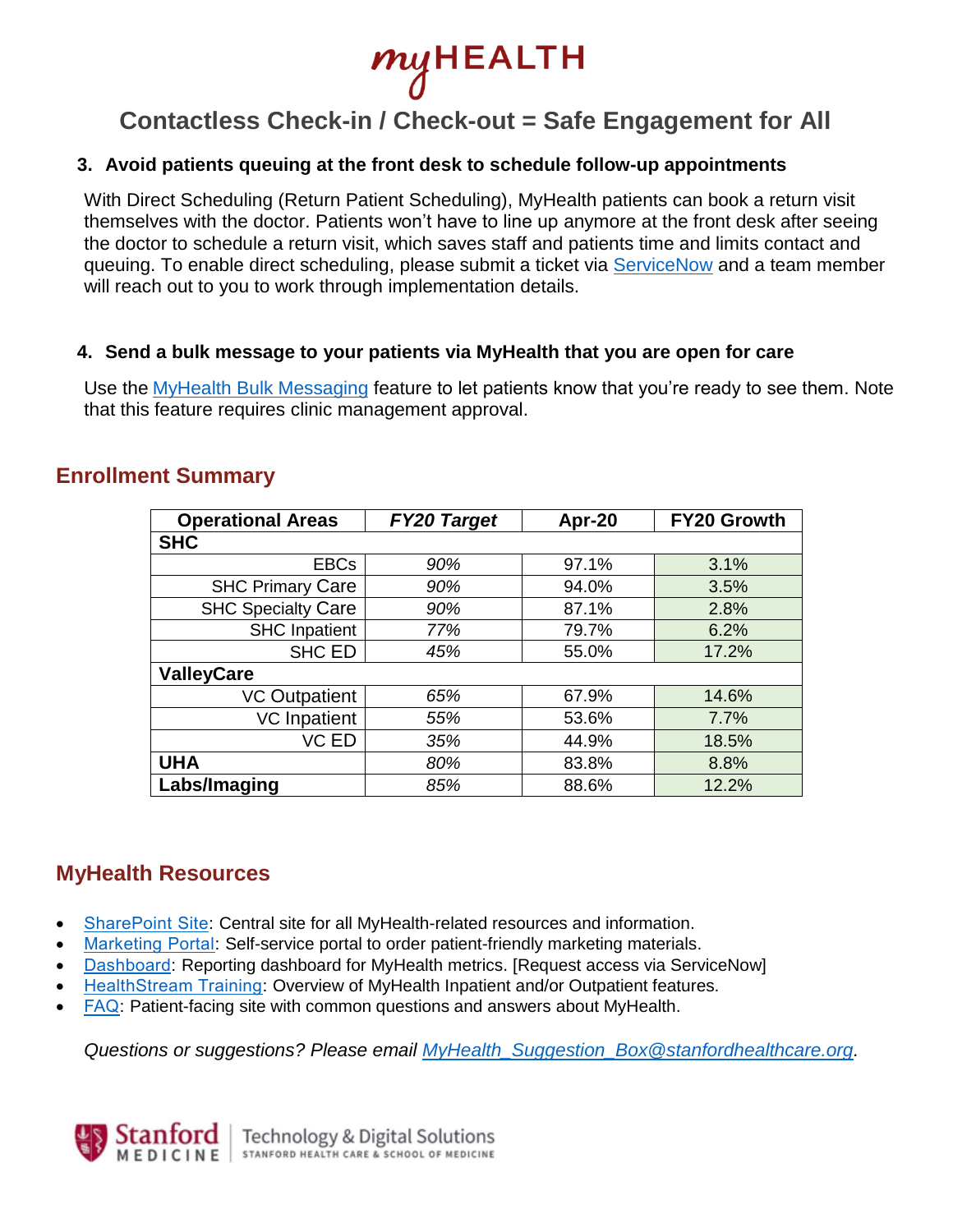# myHEALTH

## Contactless Check-in / Check-out = Safe Engagement for All

**3. Avoid patients queuing at the front desk to schedule follow-up appointments**

With Direct Scheduling (Return Patient Scheduling), MyHealth patients can book a return visit themselves with the doctor. Patients won't have to line up anymore at the front desk after seeing the doctor to schedule a return visit, which saves staff and patients time and limits contact and queuing. To enable direct scheduling, please submit a ticket via ServiceNow and a team member will reach out to you to work through implementation details.

**4. Send a bulk message to your patients via MyHealth that you are open for care**

Use the MyHealth Bulk Messaging feature to let patients know that you're ready to see them. Note that this feature requires clinic management approval.

## Enrollment Summary

| Operational Areas | *FY20 Target* | Apr-20 | FY20 Growth |
|---|---|---|---|
| **SHC** | | | |
| EBCs | *90%* | 97.1% | 3.1% |
| SHC Primary Care | *90%* | 94.0% | 3.5% |
| SHC Specialty Care | *90%* | 87.1% | 2.8% |
| SHC Inpatient | *77%* | 79.7% | 6.2% |
| SHC ED | *45%* | 55.0% | 17.2% |
| **ValleyCare** | | | |
| VC Outpatient | *65%* | 67.9% | 14.6% |
| VC Inpatient | *55%* | 53.6% | 7.7% |
| VC ED | *35%* | 44.9% | 18.5% |
| **UHA** | *80%* | 83.8% | 8.8% |
| **Labs/Imaging** | *85%* | 88.6% | 12.2% |

## MyHealth Resources

- SharePoint Site: Central site for all MyHealth-related resources and information.
- Marketing Portal: Self-service portal to order patient-friendly marketing materials.
- Dashboard: Reporting dashboard for MyHealth metrics. [Request access via ServiceNow]
- HealthStream Training: Overview of MyHealth Inpatient and/or Outpatient features.
- FAQ: Patient-facing site with common questions and answers about MyHealth.

*Questions or suggestions? Please email MyHealth_Suggestion_Box@stanfordhealthcare.org.*

Stanford MEDICINE | Technology & Digital Solutions
STANFORD HEALTH CARE & SCHOOL OF MEDICINE